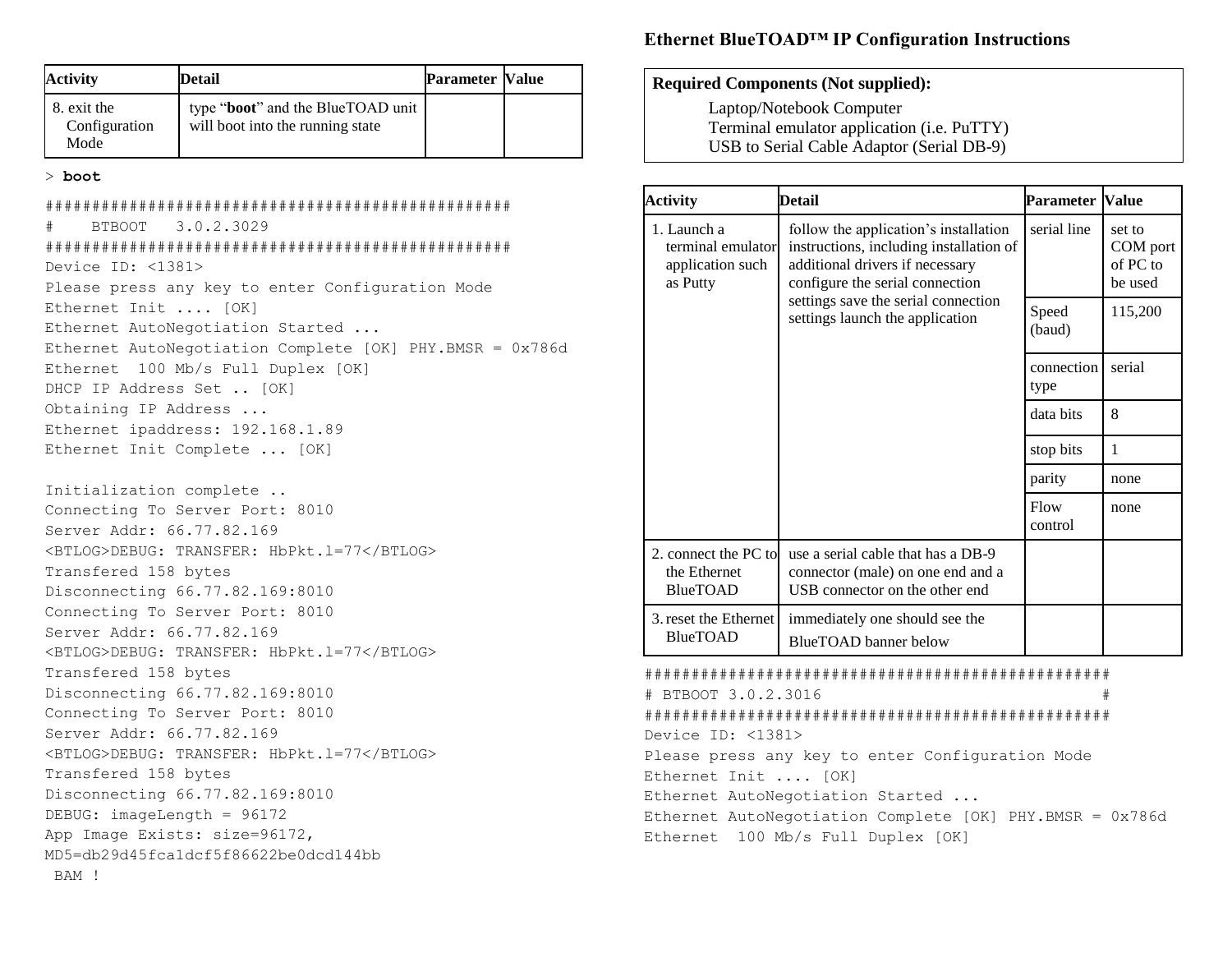| Activity | Detail | Parameter | Value |
|---|---|---|---|
| 8. exit the Configuration Mode | type "**boot**" and the BlueTOAD unit will boot into the running state | | |

> **boot**

```
##################################################
#    BTBOOT   3.0.2.3029
##################################################
Device ID: <1381>
Please press any key to enter Configuration Mode
Ethernet Init .... [OK]
Ethernet AutoNegotiation Started ...
Ethernet AutoNegotiation Complete [OK] PHY.BMSR = 0x786d
Ethernet  100 Mb/s Full Duplex [OK]
DHCP IP Address Set .. [OK]
Obtaining IP Address ...
Ethernet ipaddress: 192.168.1.89
Ethernet Init Complete ... [OK]

Initialization complete ..
Connecting To Server Port: 8010
Server Addr: 66.77.82.169
<BTLOG>DEBUG: TRANSFER: HbPkt.l=77</BTLOG>
Transfered 158 bytes
Disconnecting 66.77.82.169:8010
Connecting To Server Port: 8010
Server Addr: 66.77.82.169
<BTLOG>DEBUG: TRANSFER: HbPkt.l=77</BTLOG>
Transfered 158 bytes
Disconnecting 66.77.82.169:8010
Connecting To Server Port: 8010
Server Addr: 66.77.82.169
<BTLOG>DEBUG: TRANSFER: HbPkt.l=77</BTLOG>
Transfered 158 bytes
Disconnecting 66.77.82.169:8010
DEBUG: imageLength = 96172
App Image Exists: size=96172,
MD5=db29d45fca1dcf5f86622be0dcd144bb
 BAM !
```

# Ethernet BlueTOAD™ IP Configuration Instructions

**Required Components (Not supplied):**

- Laptop/Notebook Computer
- Terminal emulator application (i.e. PuTTY)
- USB to Serial Cable Adaptor (Serial DB-9)

| Activity | Detail | Parameter | Value |
|---|---|---|---|
| 1. Launch a terminal emulator application such as Putty | follow the application's installation instructions, including installation of additional drivers if necessary configure the serial connection settings save the serial connection settings launch the application | serial line | set to COM port of PC to be used |
| | | Speed (baud) | 115,200 |
| | | connection type | serial |
| | | data bits | 8 |
| | | stop bits | 1 |
| | | parity | none |
| | | Flow control | none |
| 2. connect the PC to the Ethernet BlueTOAD | use a serial cable that has a DB-9 connector (male) on one end and a USB connector on the other end | | |
| 3. reset the Ethernet BlueTOAD | immediately one should see the BlueTOAD banner below | | |

```
##################################################
# BTBOOT 3.0.2.3016                              #
##################################################
Device ID: <1381>
Please press any key to enter Configuration Mode
Ethernet Init .... [OK]
Ethernet AutoNegotiation Started ...
Ethernet AutoNegotiation Complete [OK] PHY.BMSR = 0x786d
Ethernet  100 Mb/s Full Duplex [OK]
```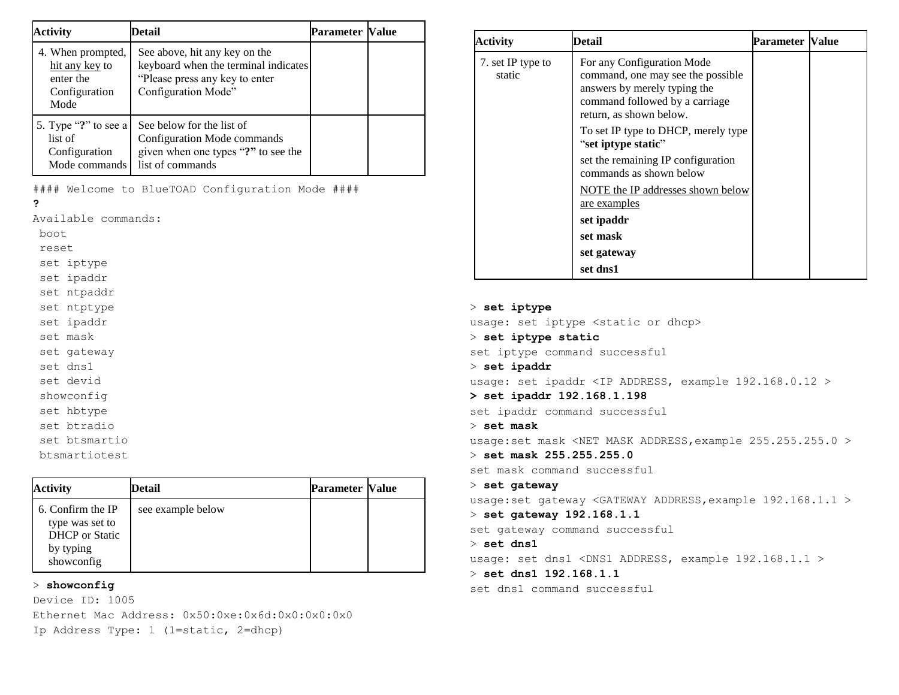| Activity | Detail | Parameter | Value |
| --- | --- | --- | --- |
| 4. When prompted, hit any key to enter the Configuration Mode | See above, hit any key on the keyboard when the terminal indicates "Please press any key to enter Configuration Mode" | | |
| 5. Type "**?**" to see a list of Configuration Mode commands | See below for the list of Configuration Mode commands given when one types "**?"** to see the list of commands | | |

```
#### Welcome to BlueTOAD Configuration Mode ####
?
Available commands:
 boot
 reset
 set iptype
 set ipaddr
 set ntpaddr
 set ntptype
 set ipaddr
 set mask
 set gateway
 set dns1
 set devid
 showconfig
 set hbtype
 set btradio
 set btsmartio
 btsmartiotest
```

| Activity | Detail | Parameter | Value |
| --- | --- | --- | --- |
| 6. Confirm the IP type was set to DHCP or Static by typing showconfig | see example below | | |

```
> showconfig
Device ID: 1005
Ethernet Mac Address: 0x50:0xe:0x6d:0x0:0x0:0x0
Ip Address Type: 1 (1=static, 2=dhcp)
```

| Activity | Detail | Parameter | Value |
| --- | --- | --- | --- |
| 7. set IP type to static | For any Configuration Mode command, one may see the possible answers by merely typing the command followed by a carriage return, as shown below.<br>To set IP type to DHCP, merely type "**set iptype static**"<br>set the remaining IP configuration commands as shown below<br>NOTE the IP addresses shown below are examples<br>**set ipaddr**<br>**set mask**<br>**set gateway**<br>**set dns1** | | |

```
> set iptype
usage: set iptype <static or dhcp>
> set iptype static
set iptype command successful
> set ipaddr
usage: set ipaddr <IP ADDRESS, example 192.168.0.12 >
> set ipaddr 192.168.1.198
set ipaddr command successful
> set mask
usage:set mask <NET MASK ADDRESS,example 255.255.255.0 >
> set mask 255.255.255.0
set mask command successful
> set gateway
usage:set gateway <GATEWAY ADDRESS,example 192.168.1.1 >
> set gateway 192.168.1.1
set gateway command successful
> set dns1
usage: set dns1 <DNS1 ADDRESS, example 192.168.1.1 >
> set dns1 192.168.1.1
set dns1 command successful
```